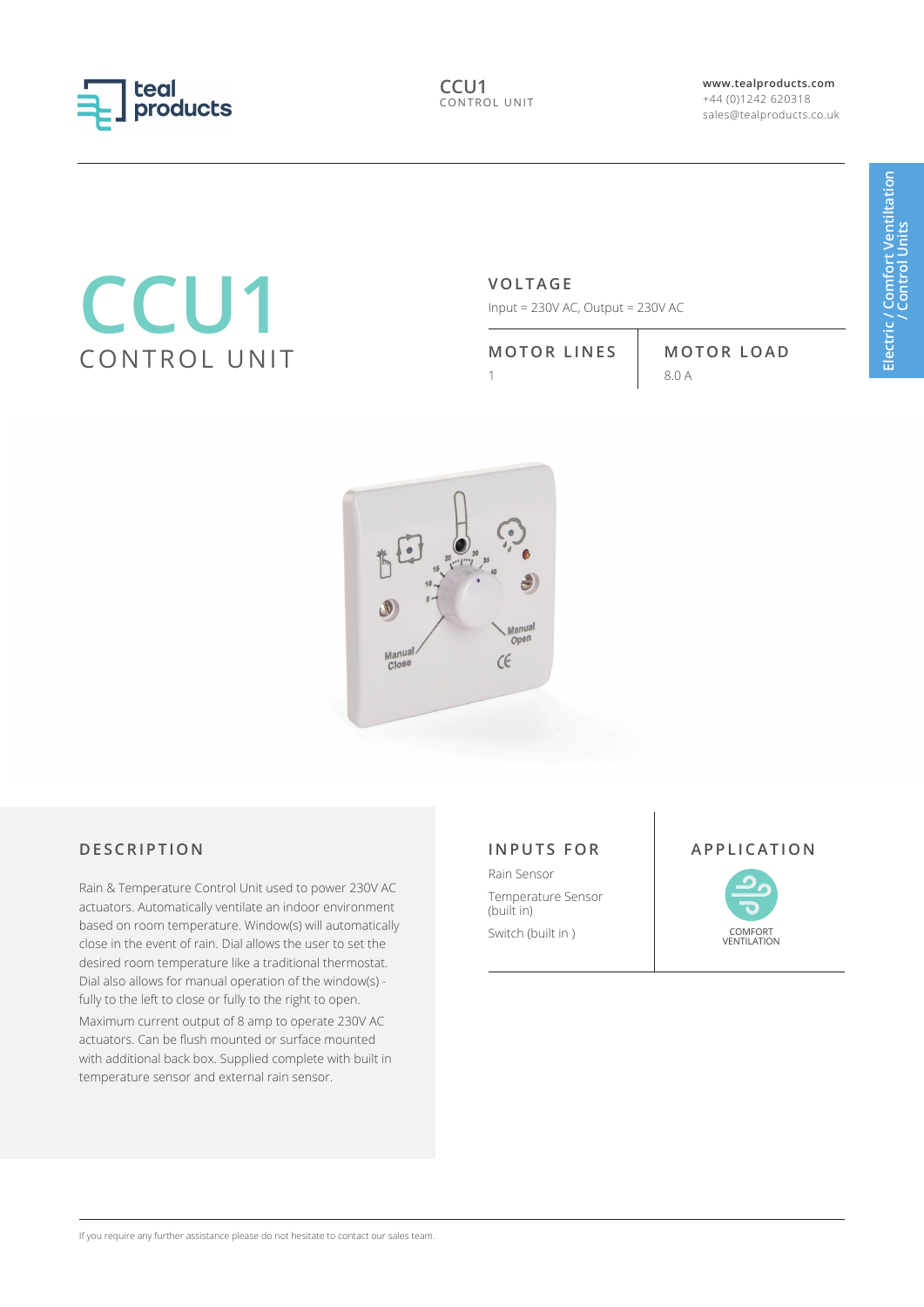# CCU1

## CONTROL UNIT

Electric / Comfort Ventiltation / Control Units

**VOLTAGE**

Input = 230V AC, Output = 230V AC

| MOTOR LINES | MOTOR LOAD |
| --- | --- |
| 1 | 8.0 A |

## DESCRIPTION

Rain & Temperature Control Unit used to power 230V AC actuators. Automatically ventilate an indoor environment based on room temperature. Window(s) will automatically close in the event of rain. Dial allows the user to set the desired room temperature like a traditional thermostat. Dial also allows for manual operation of the window(s) - fully to the left to close or fully to the right to open.

Maximum current output of 8 amp to operate 230V AC actuators. Can be flush mounted or surface mounted with additional back box. Supplied complete with built in temperature sensor and external rain sensor.

## INPUTS FOR

- Rain Sensor
- Temperature Sensor (built in)
- Switch (built in )

## APPLICATION

COMFORT VENTILATION

If you require any further assistance please do not hesitate to contact our sales team.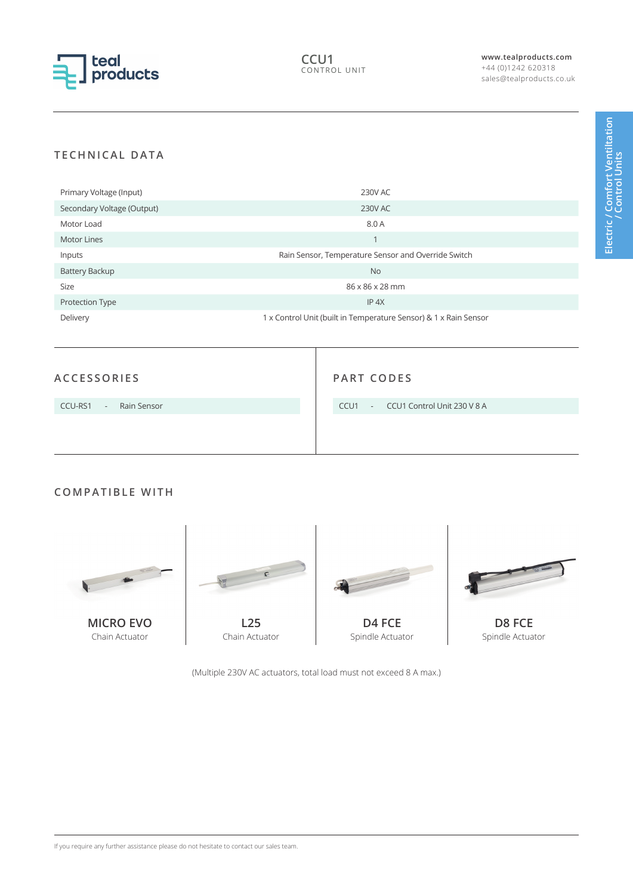## TECHNICAL DATA

| | |
|---|---|
| Primary Voltage (Input) | 230V AC |
| Secondary Voltage (Output) | 230V AC |
| Motor Load | 8.0 A |
| Motor Lines | 1 |
| Inputs | Rain Sensor, Temperature Sensor and Override Switch |
| Battery Backup | No |
| Size | 86 x 86 x 28 mm |
| Protection Type | IP 4X |
| Delivery | 1 x Control Unit (built in Temperature Sensor) & 1 x Rain Sensor |

## ACCESSORIES

CCU-RS1 - Rain Sensor

## PART CODES

CCU1 - CCU1 Control Unit 230 V 8 A

## COMPATIBLE WITH

**MICRO EVO**
Chain Actuator

**L25**
Chain Actuator

**D4 FCE**
Spindle Actuator

**D8 FCE**
Spindle Actuator

(Multiple 230V AC actuators, total load must not exceed 8 A max.)

If you require any further assistance please do not hesitate to contact our sales team.